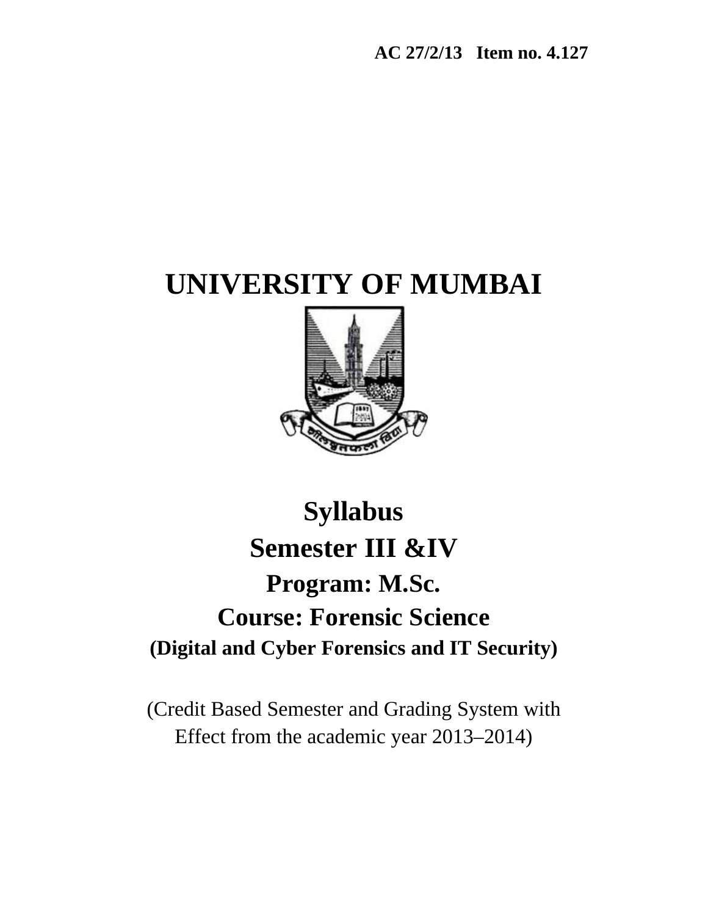**AC 27/2/13 Item no. 4.127**

# UNIVERSITY OF MUMBAI

# Syllabus

## Semester III &IV

### Program: M.Sc.

### Course: Forensic Science

**(Digital and Cyber Forensics and IT Security)**

(Credit Based Semester and Grading System with Effect from the academic year 2013–2014)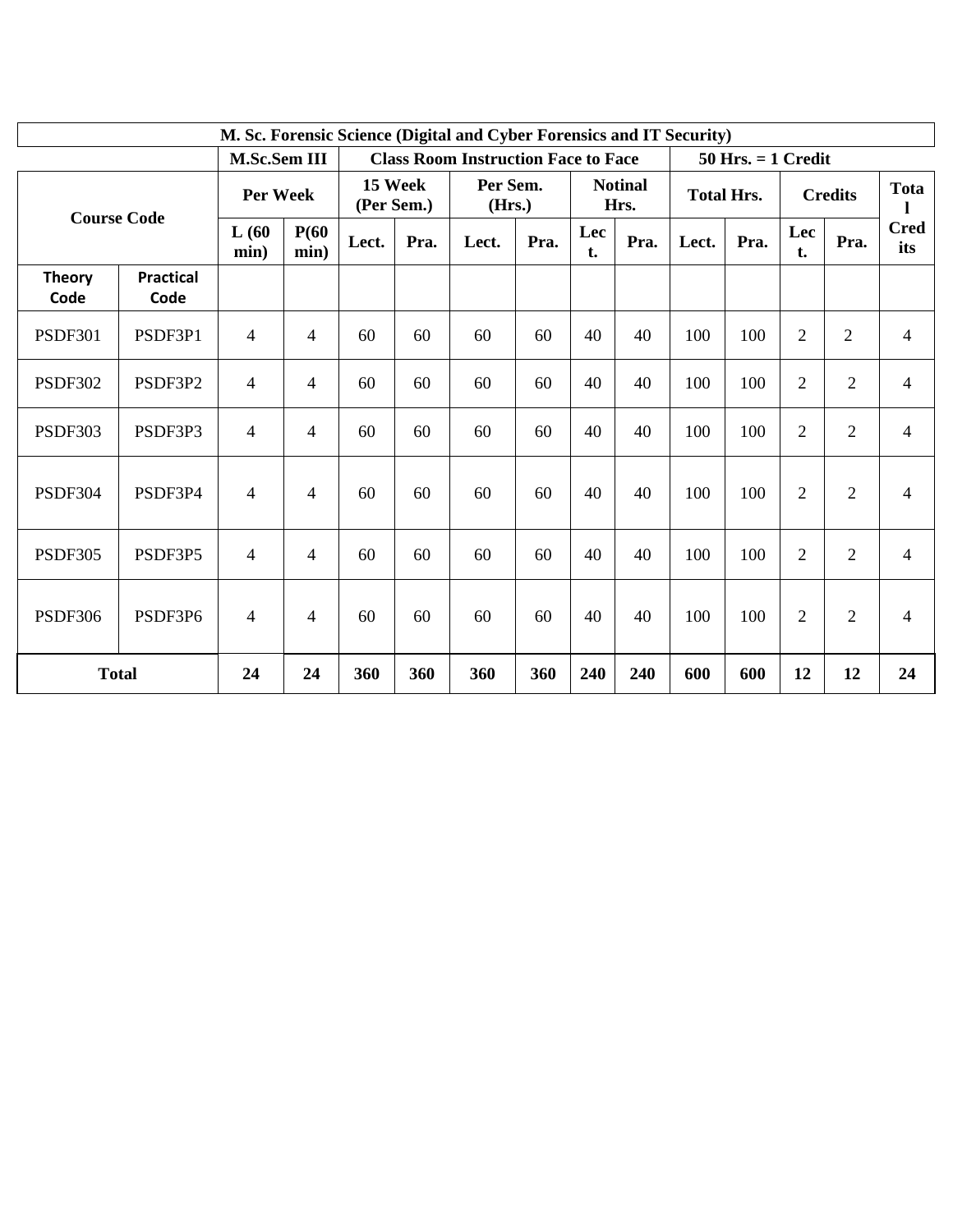| M. Sc. Forensic Science (Digital and Cyber Forensics and IT Security) | | | | | | | | | | | | | | | |
|---|---|---|---|---|---|---|---|---|---|---|---|---|---|---|---|
| | | M.Sc.Sem III | | Class Room Instruction Face to Face | | | | | | 50 Hrs. = 1 Credit | | | | | |
| Course Code | | Per Week | | 15 Week (Per Sem.) | | Per Sem. (Hrs.) | | Notinal Hrs. | | Total Hrs. | | Credits | | Total Credits |
| | | L (60 min) | P(60 min) | Lect. | Pra. | Lect. | Pra. | Lect. | Pra. | Lect. | Pra. | Lect. | Pra. | |
| Theory Code | Practical Code | | | | | | | | | | | | | |
| PSDF301 | PSDF3P1 | 4 | 4 | 60 | 60 | 60 | 60 | 40 | 40 | 100 | 100 | 2 | 2 | 4 |
| PSDF302 | PSDF3P2 | 4 | 4 | 60 | 60 | 60 | 60 | 40 | 40 | 100 | 100 | 2 | 2 | 4 |
| PSDF303 | PSDF3P3 | 4 | 4 | 60 | 60 | 60 | 60 | 40 | 40 | 100 | 100 | 2 | 2 | 4 |
| PSDF304 | PSDF3P4 | 4 | 4 | 60 | 60 | 60 | 60 | 40 | 40 | 100 | 100 | 2 | 2 | 4 |
| PSDF305 | PSDF3P5 | 4 | 4 | 60 | 60 | 60 | 60 | 40 | 40 | 100 | 100 | 2 | 2 | 4 |
| PSDF306 | PSDF3P6 | 4 | 4 | 60 | 60 | 60 | 60 | 40 | 40 | 100 | 100 | 2 | 2 | 4 |
| **Total** | | **24** | **24** | **360** | **360** | **360** | **360** | **240** | **240** | **600** | **600** | **12** | **12** | **24** |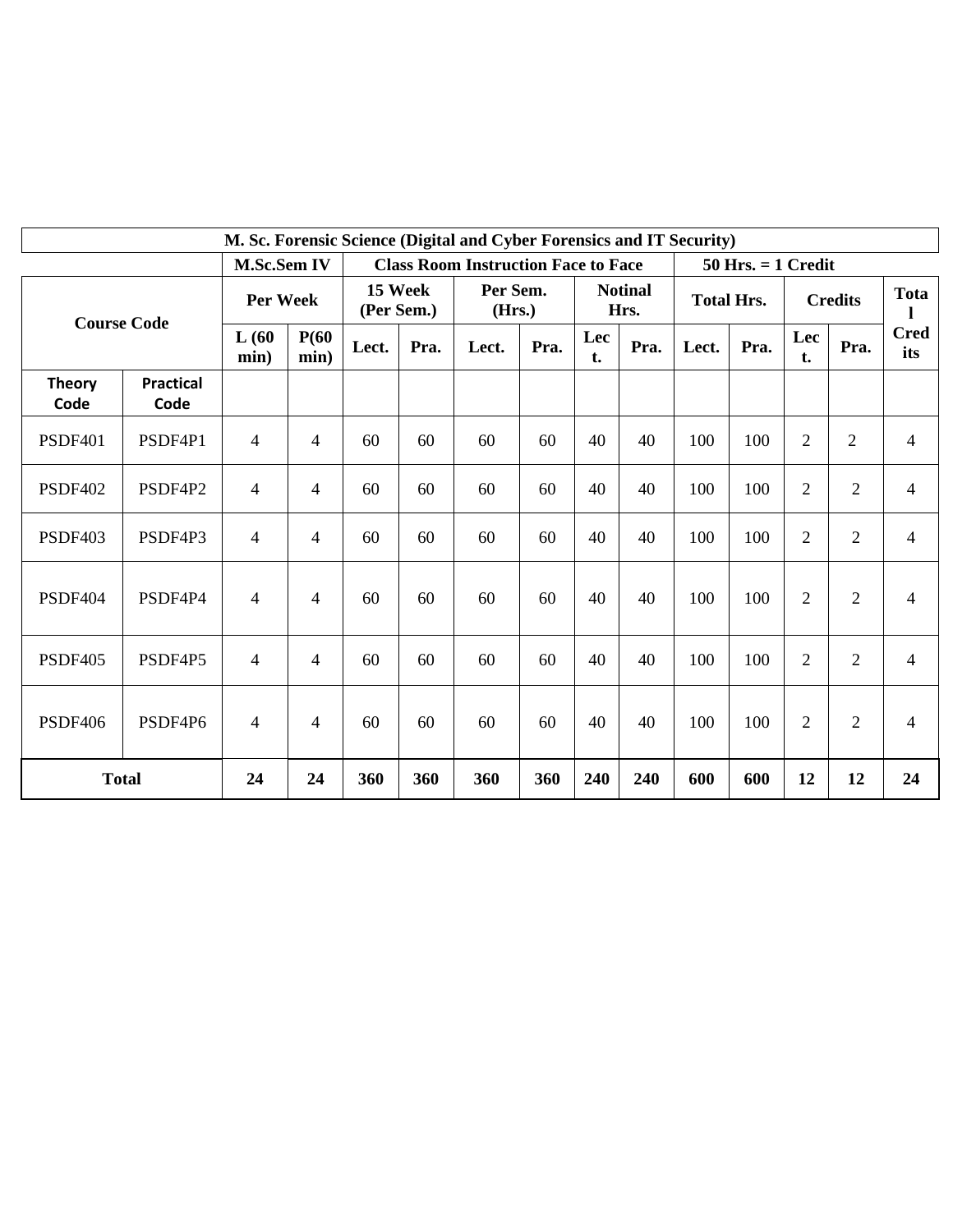| M. Sc. Forensic Science (Digital and Cyber Forensics and IT Security) | | | | | | | | | | | | | | |
|---|---|---|---|---|---|---|---|---|---|---|---|---|---|---|
| | | M.Sc.Sem IV | | Class Room Instruction Face to Face | | | | | | 50 Hrs. = 1 Credit | | | | |
| Course Code | | Per Week | | 15 Week (Per Sem.) | | Per Sem. (Hrs.) | | Notinal Hrs. | | Total Hrs. | | Credits | | Total Credits |
| | | L (60 min) | P(60 min) | Lect. | Pra. | Lect. | Pra. | Lect. | Pra. | Lect. | Pra. | Lect. | Pra. | |
| Theory Code | Practical Code | | | | | | | | | | | | | |
| PSDF401 | PSDF4P1 | 4 | 4 | 60 | 60 | 60 | 60 | 40 | 40 | 100 | 100 | 2 | 2 | 4 |
| PSDF402 | PSDF4P2 | 4 | 4 | 60 | 60 | 60 | 60 | 40 | 40 | 100 | 100 | 2 | 2 | 4 |
| PSDF403 | PSDF4P3 | 4 | 4 | 60 | 60 | 60 | 60 | 40 | 40 | 100 | 100 | 2 | 2 | 4 |
| PSDF404 | PSDF4P4 | 4 | 4 | 60 | 60 | 60 | 60 | 40 | 40 | 100 | 100 | 2 | 2 | 4 |
| PSDF405 | PSDF4P5 | 4 | 4 | 60 | 60 | 60 | 60 | 40 | 40 | 100 | 100 | 2 | 2 | 4 |
| PSDF406 | PSDF4P6 | 4 | 4 | 60 | 60 | 60 | 60 | 40 | 40 | 100 | 100 | 2 | 2 | 4 |
| **Total** | | **24** | **24** | **360** | **360** | **360** | **360** | **240** | **240** | **600** | **600** | **12** | **12** | **24** |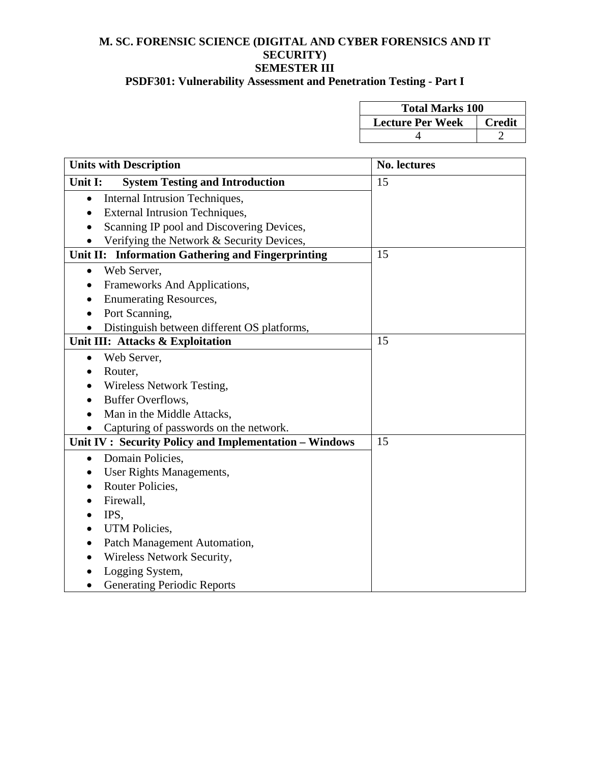# M. SC. FORENSIC SCIENCE (DIGITAL AND CYBER FORENSICS AND IT SECURITY)

## SEMESTER III

## PSDF301: Vulnerability Assessment and Penetration Testing - Part I

| Total Marks 100 | |
|---|---|
| **Lecture Per Week** | **Credit** |
| 4 | 2 |

| Units with Description | No. lectures |
|---|---|
| **Unit I: System Testing and Introduction** | 15 |
| • Internal Intrusion Techniques,<br>• External Intrusion Techniques,<br>• Scanning IP pool and Discovering Devices,<br>• Verifying the Network & Security Devices, | |
| **Unit II: Information Gathering and Fingerprinting** | 15 |
| • Web Server,<br>• Frameworks And Applications,<br>• Enumerating Resources,<br>• Port Scanning,<br>• Distinguish between different OS platforms, | |
| **Unit III: Attacks & Exploitation** | 15 |
| • Web Server,<br>• Router,<br>• Wireless Network Testing,<br>• Buffer Overflows,<br>• Man in the Middle Attacks,<br>• Capturing of passwords on the network. | |
| **Unit IV : Security Policy and Implementation – Windows** | 15 |
| • Domain Policies,<br>• User Rights Managements,<br>• Router Policies,<br>• Firewall,<br>• IPS,<br>• UTM Policies,<br>• Patch Management Automation,<br>• Wireless Network Security,<br>• Logging System,<br>• Generating Periodic Reports | |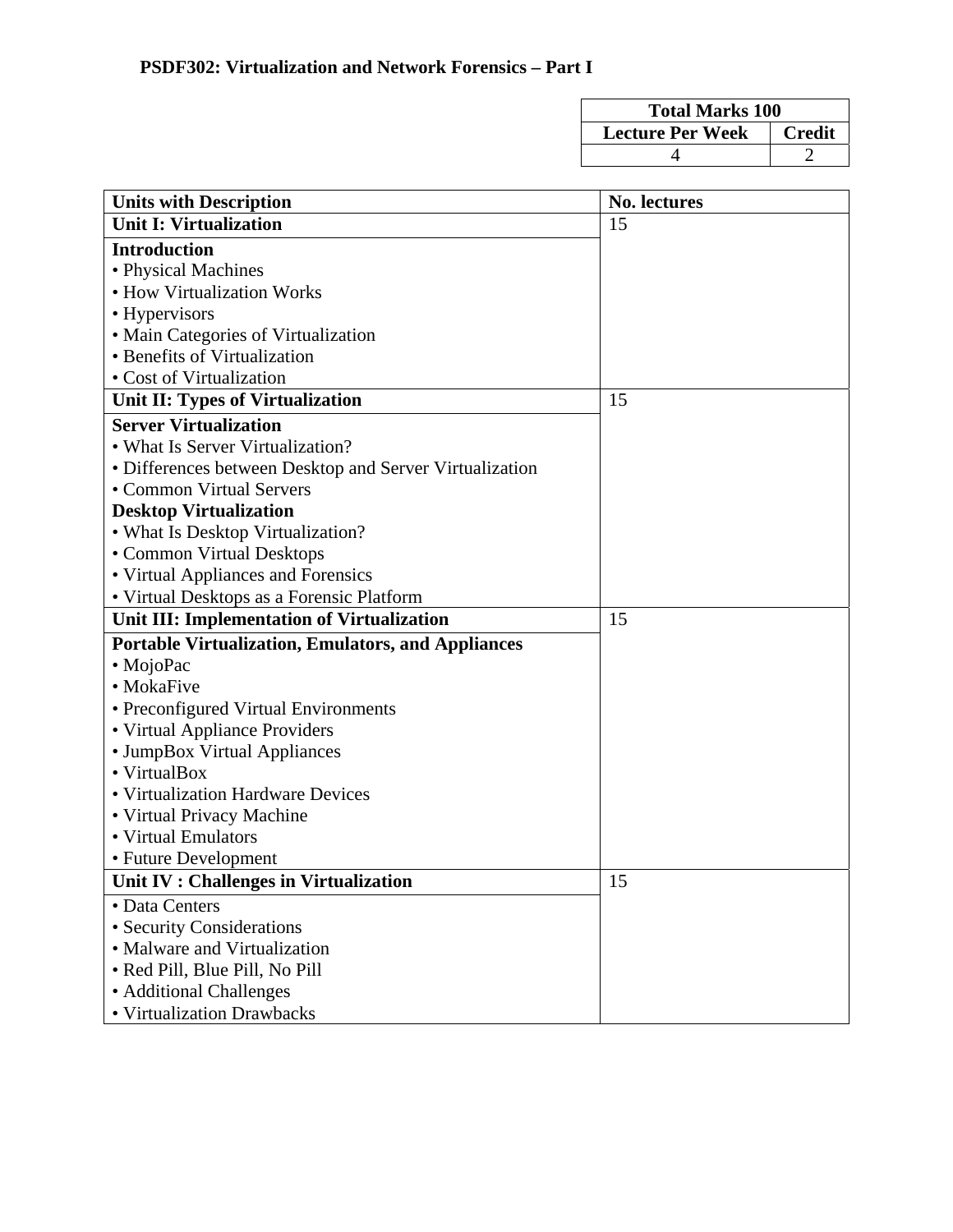**PSDF302: Virtualization and Network Forensics – Part I**

| Total Marks 100 | |
|---|---|
| **Lecture Per Week** | **Credit** |
| 4 | 2 |

| Units with Description | No. lectures |
|---|---|
| **Unit I: Virtualization** | 15 |
| **Introduction**<br>• Physical Machines<br>• How Virtualization Works<br>• Hypervisors<br>• Main Categories of Virtualization<br>• Benefits of Virtualization<br>• Cost of Virtualization | |
| **Unit II: Types of Virtualization** | 15 |
| **Server Virtualization**<br>• What Is Server Virtualization?<br>• Differences between Desktop and Server Virtualization<br>• Common Virtual Servers<br>**Desktop Virtualization**<br>• What Is Desktop Virtualization?<br>• Common Virtual Desktops<br>• Virtual Appliances and Forensics<br>• Virtual Desktops as a Forensic Platform | |
| **Unit III: Implementation of Virtualization** | 15 |
| **Portable Virtualization, Emulators, and Appliances**<br>• MojoPac<br>• MokaFive<br>• Preconfigured Virtual Environments<br>• Virtual Appliance Providers<br>• JumpBox Virtual Appliances<br>• VirtualBox<br>• Virtualization Hardware Devices<br>• Virtual Privacy Machine<br>• Virtual Emulators<br>• Future Development | |
| **Unit IV : Challenges in Virtualization** | 15 |
| • Data Centers<br>• Security Considerations<br>• Malware and Virtualization<br>• Red Pill, Blue Pill, No Pill<br>• Additional Challenges<br>• Virtualization Drawbacks | |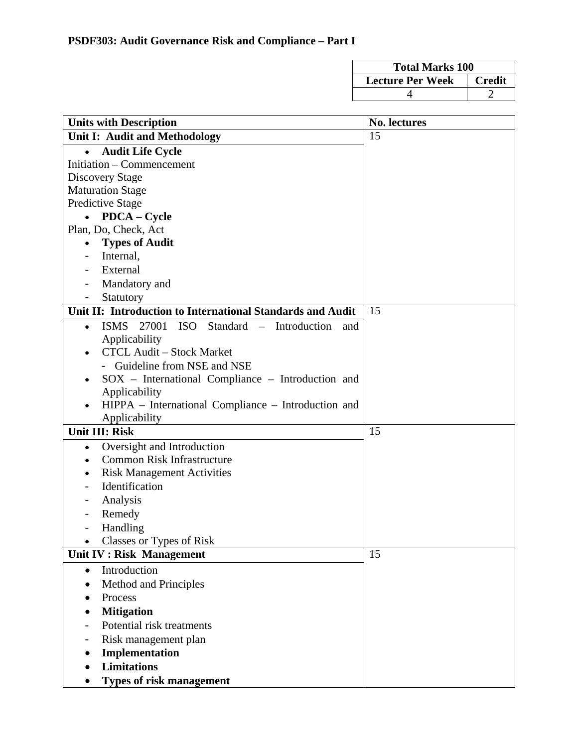**PSDF303: Audit Governance Risk and Compliance – Part I**

| Total Marks 100 | |
|---|---|
| **Lecture Per Week** | **Credit** |
| 4 | 2 |

| Units with Description | No. lectures |
|---|---|
| **Unit I: Audit and Methodology** | 15 |
| • **Audit Life Cycle**<br>Initiation – Commencement<br>Discovery Stage<br>Maturation Stage<br>Predictive Stage<br>• **PDCA – Cycle**<br>Plan, Do, Check, Act<br>• **Types of Audit**<br>- Internal,<br>- External<br>- Mandatory and<br>- Statutory | |
| **Unit II: Introduction to International Standards and Audit** | 15 |
| • ISMS 27001 ISO Standard – Introduction and Applicability<br>• CTCL Audit – Stock Market<br>- Guideline from NSE and NSE<br>• SOX – International Compliance – Introduction and Applicability<br>• HIPPA – International Compliance – Introduction and Applicability | |
| **Unit III: Risk** | 15 |
| • Oversight and Introduction<br>• Common Risk Infrastructure<br>• Risk Management Activities<br>- Identification<br>- Analysis<br>- Remedy<br>- Handling<br>• Classes or Types of Risk | |
| **Unit IV : Risk Management** | 15 |
| • Introduction<br>• Method and Principles<br>• Process<br>• **Mitigation**<br>- Potential risk treatments<br>- Risk management plan<br>• **Implementation**<br>• **Limitations**<br>• **Types of risk management** | |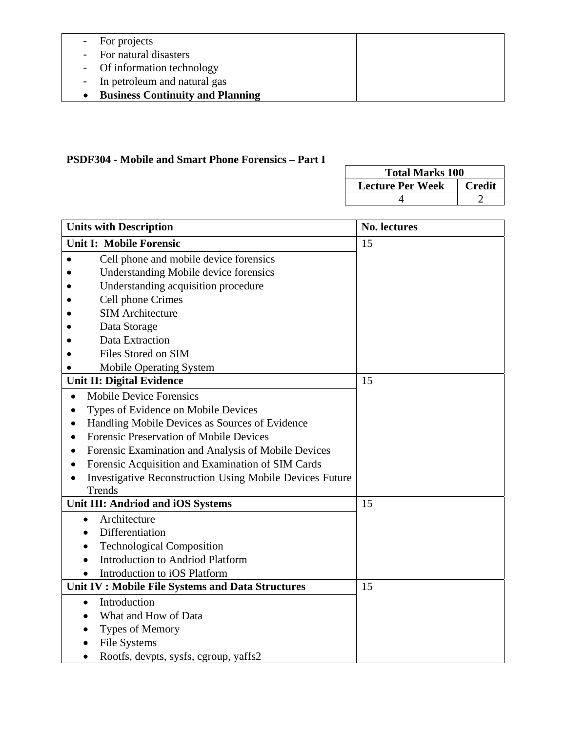| | |
|---|---|
| - For projects<br>- For natural disasters<br>- Of information technology<br>- In petroleum and natural gas<br>• **Business Continuity and Planning** | |

**PSDF304 - Mobile and Smart Phone Forensics – Part I**

| Total Marks 100 | |
|---|---|
| **Lecture Per Week** | **Credit** |
| 4 | 2 |

| Units with Description | No. lectures |
|---|---|
| **Unit I: Mobile Forensic** | 15 |
| • Cell phone and mobile device forensics<br>• Understanding Mobile device forensics<br>• Understanding acquisition procedure<br>• Cell phone Crimes<br>• SIM Architecture<br>• Data Storage<br>• Data Extraction<br>• Files Stored on SIM<br>• Mobile Operating System | |
| **Unit II: Digital Evidence** | 15 |
| • Mobile Device Forensics<br>• Types of Evidence on Mobile Devices<br>• Handling Mobile Devices as Sources of Evidence<br>• Forensic Preservation of Mobile Devices<br>• Forensic Examination and Analysis of Mobile Devices<br>• Forensic Acquisition and Examination of SIM Cards<br>• Investigative Reconstruction Using Mobile Devices Future Trends | |
| **Unit III: Andriod and iOS Systems** | 15 |
| • Architecture<br>• Differentiation<br>• Technological Composition<br>• Introduction to Andriod Platform<br>• Introduction to iOS Platform | |
| **Unit IV : Mobile File Systems and Data Structures** | 15 |
| • Introduction<br>• What and How of Data<br>• Types of Memory<br>• File Systems<br>• Rootfs, devpts, sysfs, cgroup, yaffs2 | |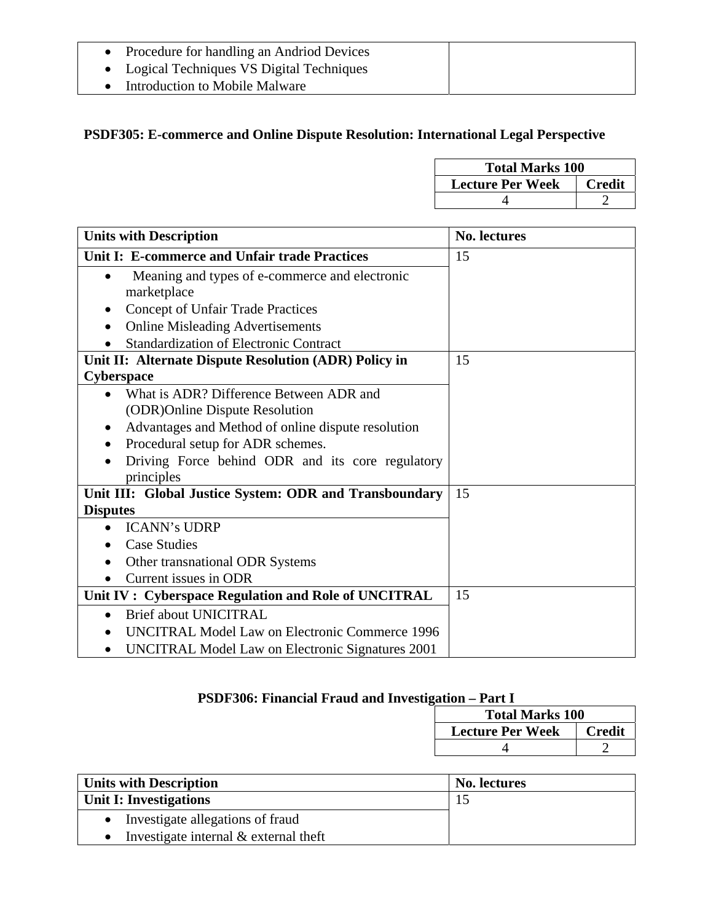| | |
|---|---|
| • Procedure for handling an Andriod Devices<br>• Logical Techniques VS Digital Techniques<br>• Introduction to Mobile Malware | |

## PSDF305: E-commerce and Online Dispute Resolution: International Legal Perspective

| Total Marks 100 | |
|---|---|
| **Lecture Per Week** | **Credit** |
| 4 | 2 |

| Units with Description | No. lectures |
|---|---|
| **Unit I: E-commerce and Unfair trade Practices** | 15 |
| • Meaning and types of e-commerce and electronic marketplace<br>• Concept of Unfair Trade Practices<br>• Online Misleading Advertisements<br>• Standardization of Electronic Contract | |
| **Unit II: Alternate Dispute Resolution (ADR) Policy in Cyberspace** | 15 |
| • What is ADR? Difference Between ADR and (ODR)Online Dispute Resolution<br>• Advantages and Method of online dispute resolution<br>• Procedural setup for ADR schemes.<br>• Driving Force behind ODR and its core regulatory principles | |
| **Unit III: Global Justice System: ODR and Transboundary Disputes** | 15 |
| • ICANN's UDRP<br>• Case Studies<br>• Other transnational ODR Systems<br>• Current issues in ODR | |
| **Unit IV : Cyberspace Regulation and Role of UNCITRAL** | 15 |
| • Brief about UNICITRAL<br>• UNCITRAL Model Law on Electronic Commerce 1996<br>• UNCITRAL Model Law on Electronic Signatures 2001 | |

## PSDF306: Financial Fraud and Investigation – Part I

| Total Marks 100 | |
|---|---|
| **Lecture Per Week** | **Credit** |
| 4 | 2 |

| Units with Description | No. lectures |
|---|---|
| **Unit I: Investigations** | 15 |
| • Investigate allegations of fraud<br>• Investigate internal & external theft | |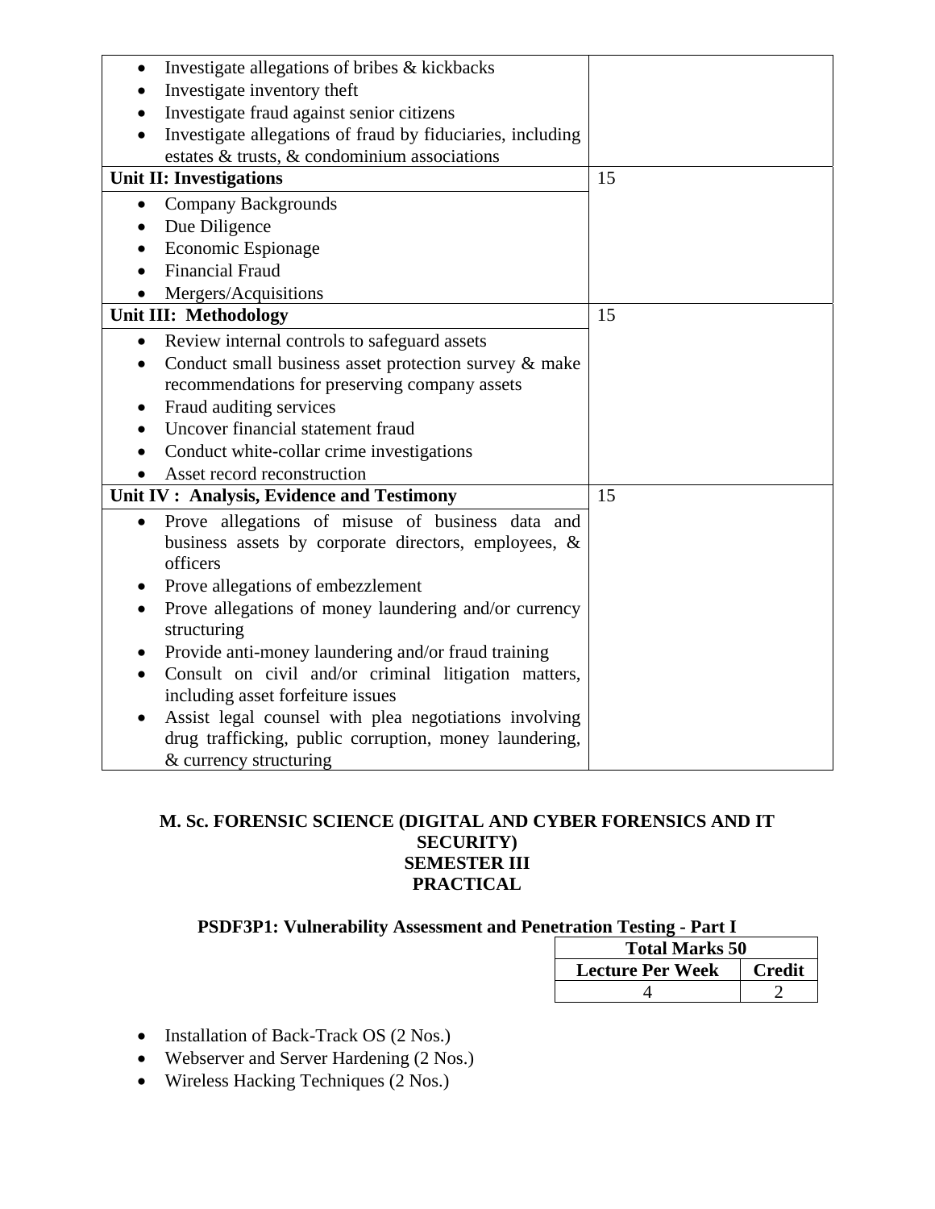| | |
|---|---|
| • Investigate allegations of bribes & kickbacks<br>• Investigate inventory theft<br>• Investigate fraud against senior citizens<br>• Investigate allegations of fraud by fiduciaries, including estates & trusts, & condominium associations | |
| **Unit II: Investigations** | 15 |
| • Company Backgrounds<br>• Due Diligence<br>• Economic Espionage<br>• Financial Fraud<br>• Mergers/Acquisitions | |
| **Unit III: Methodology** | 15 |
| • Review internal controls to safeguard assets<br>• Conduct small business asset protection survey & make recommendations for preserving company assets<br>• Fraud auditing services<br>• Uncover financial statement fraud<br>• Conduct white-collar crime investigations<br>• Asset record reconstruction | |
| **Unit IV : Analysis, Evidence and Testimony** | 15 |
| • Prove allegations of misuse of business data and business assets by corporate directors, employees, & officers<br>• Prove allegations of embezzlement<br>• Prove allegations of money laundering and/or currency structuring<br>• Provide anti-money laundering and/or fraud training<br>• Consult on civil and/or criminal litigation matters, including asset forfeiture issues<br>• Assist legal counsel with plea negotiations involving drug trafficking, public corruption, money laundering, & currency structuring | |

## M. Sc. FORENSIC SCIENCE (DIGITAL AND CYBER FORENSICS AND IT SECURITY)
## SEMESTER III
## PRACTICAL

### PSDF3P1: Vulnerability Assessment and Penetration Testing - Part I

| Total Marks 50 | |
|---|---|
| **Lecture Per Week** | **Credit** |
| 4 | 2 |

- Installation of Back-Track OS (2 Nos.)
- Webserver and Server Hardening (2 Nos.)
- Wireless Hacking Techniques (2 Nos.)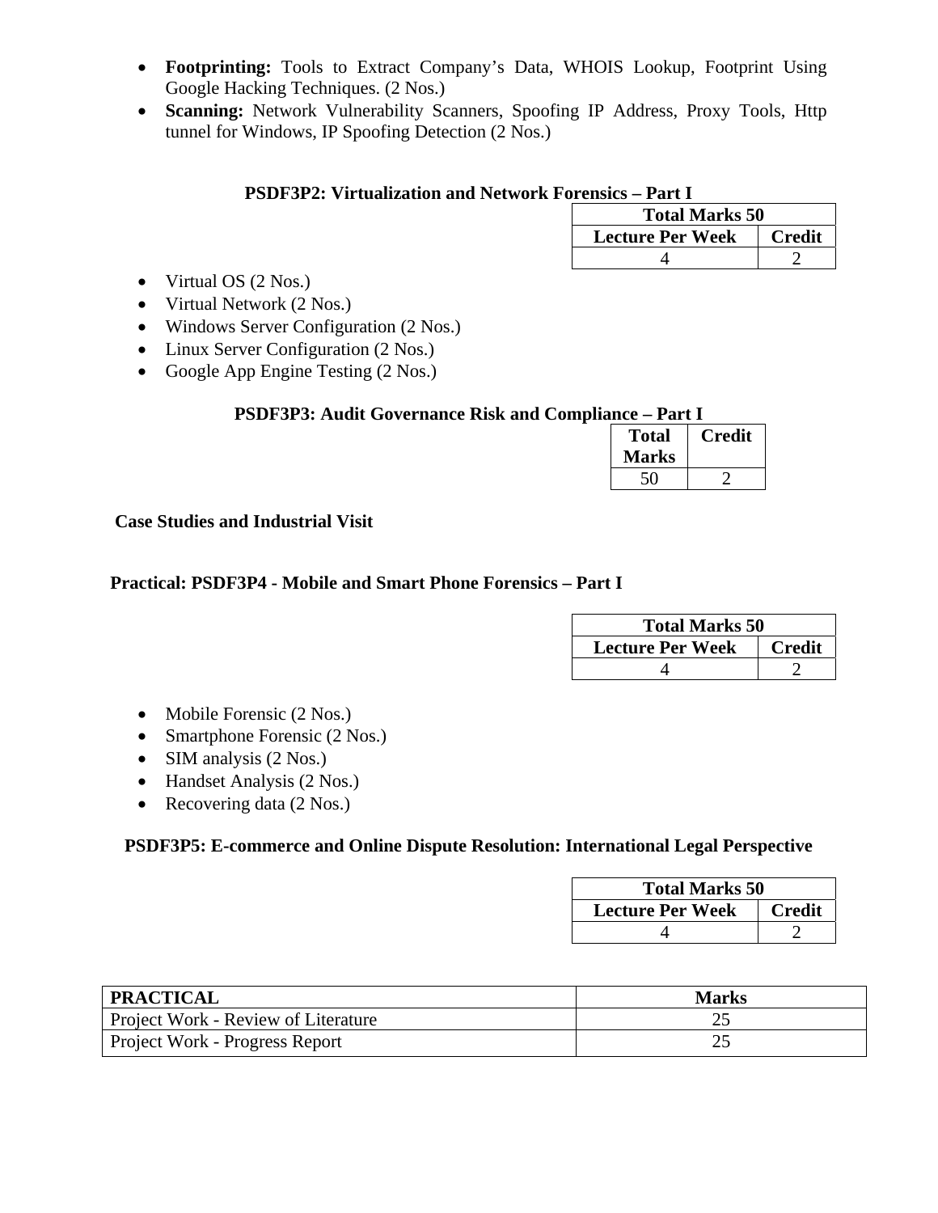- **Footprinting:** Tools to Extract Company's Data, WHOIS Lookup, Footprint Using Google Hacking Techniques. (2 Nos.)
- **Scanning:** Network Vulnerability Scanners, Spoofing IP Address, Proxy Tools, Http tunnel for Windows, IP Spoofing Detection (2 Nos.)

### PSDF3P2: Virtualization and Network Forensics – Part I

| Total Marks 50 | |
|---|---|
| **Lecture Per Week** | **Credit** |
| 4 | 2 |

- Virtual OS (2 Nos.)
- Virtual Network (2 Nos.)
- Windows Server Configuration (2 Nos.)
- Linux Server Configuration (2 Nos.)
- Google App Engine Testing (2 Nos.)

### PSDF3P3: Audit Governance Risk and Compliance – Part I

| Total Marks | Credit |
|---|---|
| 50 | 2 |

**Case Studies and Industrial Visit**

### Practical: PSDF3P4 - Mobile and Smart Phone Forensics – Part I

| Total Marks 50 | |
|---|---|
| **Lecture Per Week** | **Credit** |
| 4 | 2 |

- Mobile Forensic (2 Nos.)
- Smartphone Forensic (2 Nos.)
- SIM analysis (2 Nos.)
- Handset Analysis (2 Nos.)
- Recovering data (2 Nos.)

### PSDF3P5: E-commerce and Online Dispute Resolution: International Legal Perspective

| Total Marks 50 | |
|---|---|
| **Lecture Per Week** | **Credit** |
| 4 | 2 |

| PRACTICAL | Marks |
|---|---|
| Project Work - Review of Literature | 25 |
| Project Work - Progress Report | 25 |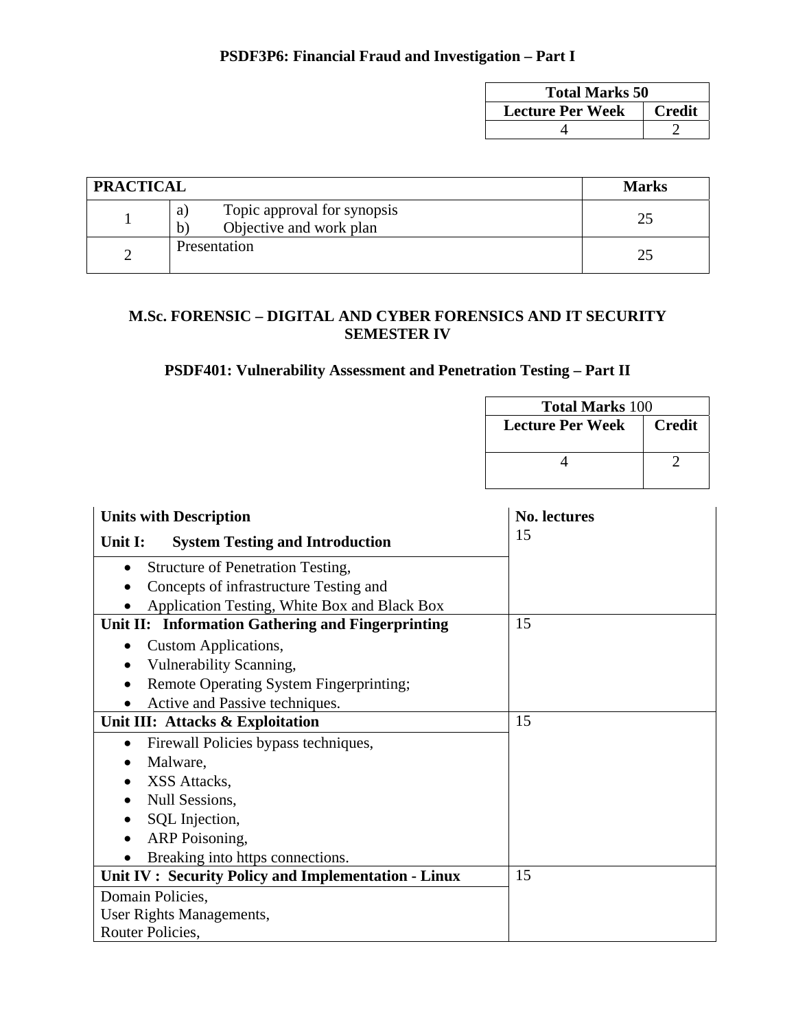## PSDF3P6: Financial Fraud and Investigation – Part I

| Total Marks 50 | |
|---|---|
| **Lecture Per Week** | **Credit** |
| 4 | 2 |

| PRACTICAL | | Marks |
|---|---|---|
| 1 | a) Topic approval for synopsis<br>b) Objective and work plan | 25 |
| 2 | Presentation | 25 |

## M.Sc. FORENSIC – DIGITAL AND CYBER FORENSICS AND IT SECURITY SEMESTER IV

## PSDF401: Vulnerability Assessment and Penetration Testing – Part II

| Total Marks 100 | |
|---|---|
| **Lecture Per Week** | **Credit** |
| 4 | 2 |

| Units with Description | No. lectures |
|---|---|
| **Unit I: System Testing and Introduction** | 15 |
| • Structure of Penetration Testing,<br>• Concepts of infrastructure Testing and<br>• Application Testing, White Box and Black Box | |
| **Unit II: Information Gathering and Fingerprinting** | 15 |
| • Custom Applications,<br>• Vulnerability Scanning,<br>• Remote Operating System Fingerprinting;<br>• Active and Passive techniques. | |
| **Unit III: Attacks & Exploitation** | 15 |
| • Firewall Policies bypass techniques,<br>• Malware,<br>• XSS Attacks,<br>• Null Sessions,<br>• SQL Injection,<br>• ARP Poisoning,<br>• Breaking into https connections. | |
| **Unit IV : Security Policy and Implementation - Linux** | 15 |
| Domain Policies,<br>User Rights Managements,<br>Router Policies, | |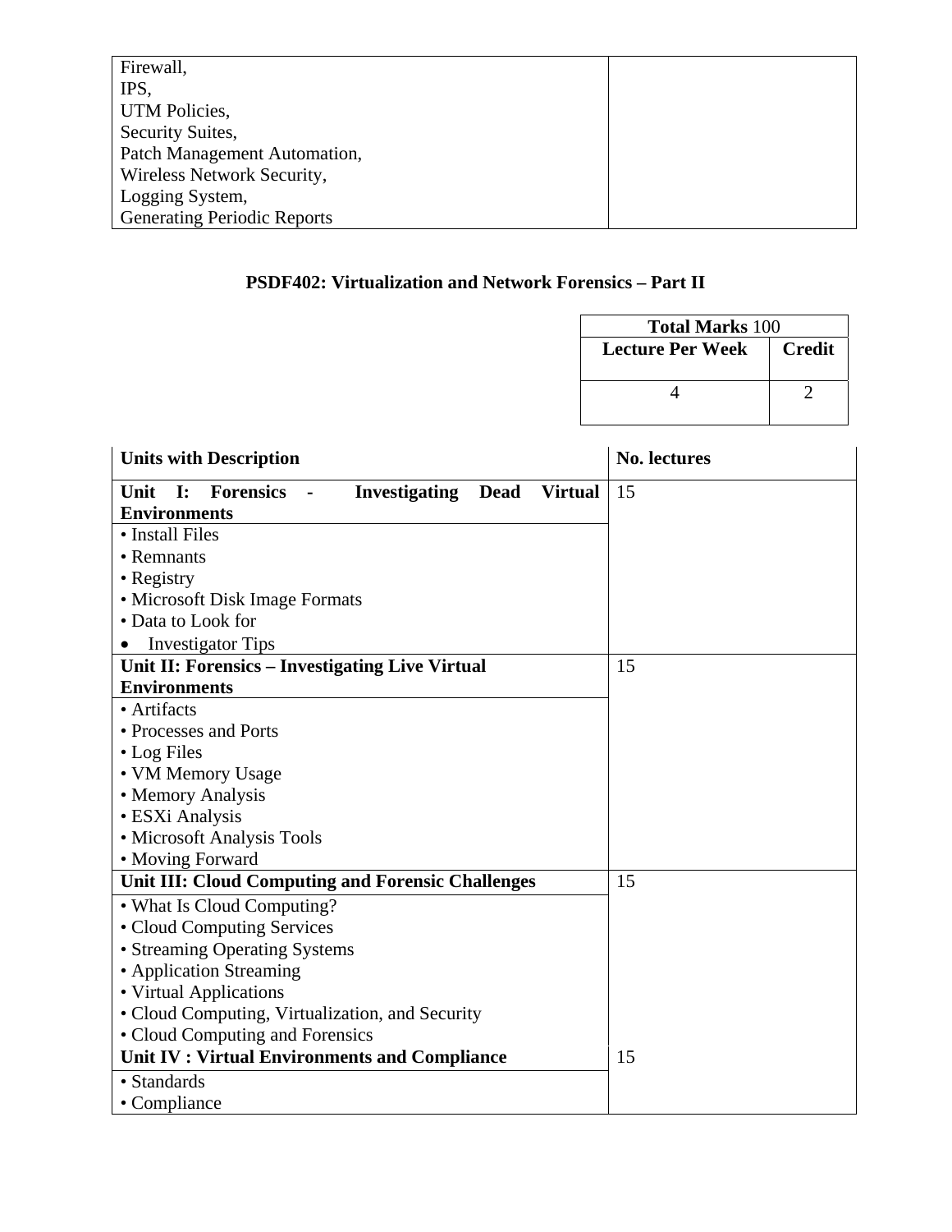| Firewall,<br>IPS,<br>UTM Policies,<br>Security Suites,<br>Patch Management Automation,<br>Wireless Network Security,<br>Logging System,<br>Generating Periodic Reports | |
|---|---|

## PSDF402: Virtualization and Network Forensics – Part II

| **Total Marks** 100 | |
|---|---|
| **Lecture Per Week** | **Credit** |
| 4 | 2 |

| Units with Description | No. lectures |
|---|---|
| **Unit I: Forensics - Investigating Dead Virtual Environments** | 15 |
| • Install Files<br>• Remnants<br>• Registry<br>• Microsoft Disk Image Formats<br>• Data to Look for<br>• Investigator Tips | |
| **Unit II: Forensics – Investigating Live Virtual Environments** | 15 |
| • Artifacts<br>• Processes and Ports<br>• Log Files<br>• VM Memory Usage<br>• Memory Analysis<br>• ESXi Analysis<br>• Microsoft Analysis Tools<br>• Moving Forward | |
| **Unit III: Cloud Computing and Forensic Challenges** | 15 |
| • What Is Cloud Computing?<br>• Cloud Computing Services<br>• Streaming Operating Systems<br>• Application Streaming<br>• Virtual Applications<br>• Cloud Computing, Virtualization, and Security<br>• Cloud Computing and Forensics | |
| **Unit IV : Virtual Environments and Compliance** | 15 |
| • Standards<br>• Compliance | |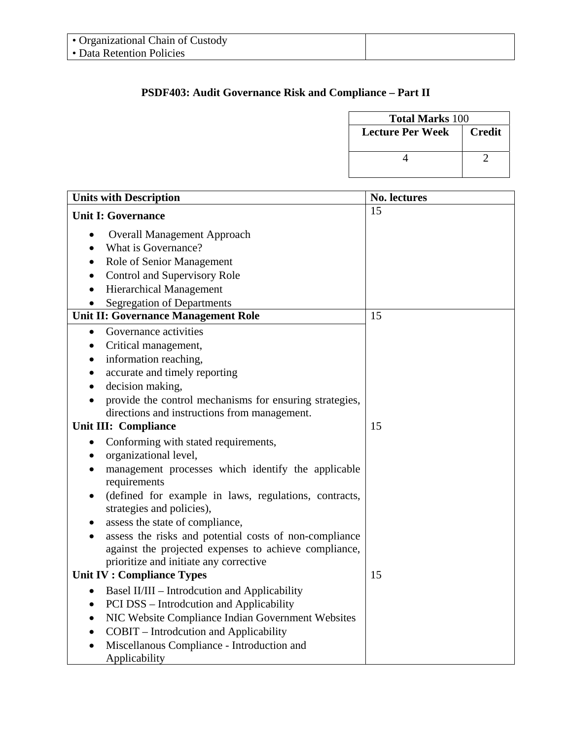| • Organizational Chain of Custody<br>• Data Retention Policies | |
|---|---|

## PSDF403: Audit Governance Risk and Compliance – Part II

| **Total Marks** 100 | |
|---|---|
| **Lecture Per Week** | **Credit** |
| 4 | 2 |

| **Units with Description** | **No. lectures** |
|---|---|
| **Unit I: Governance**<br>• Overall Management Approach<br>• What is Governance?<br>• Role of Senior Management<br>• Control and Supervisory Role<br>• Hierarchical Management<br>• Segregation of Departments | 15 |
| **Unit II: Governance Management Role**<br>• Governance activities<br>• Critical management,<br>• information reaching,<br>• accurate and timely reporting<br>• decision making,<br>• provide the control mechanisms for ensuring strategies, directions and instructions from management. | 15 |
| **Unit III: Compliance**<br>• Conforming with stated requirements,<br>• organizational level,<br>• management processes which identify the applicable requirements<br>• (defined for example in laws, regulations, contracts, strategies and policies),<br>• assess the state of compliance,<br>• assess the risks and potential costs of non-compliance against the projected expenses to achieve compliance, prioritize and initiate any corrective | 15 |
| **Unit IV : Compliance Types**<br>• Basel II/III – Introdcution and Applicability<br>• PCI DSS – Introdcution and Applicability<br>• NIC Website Compliance Indian Government Websites<br>• COBIT – Introdcution and Applicability<br>• Miscellanous Compliance - Introduction and Applicability | 15 |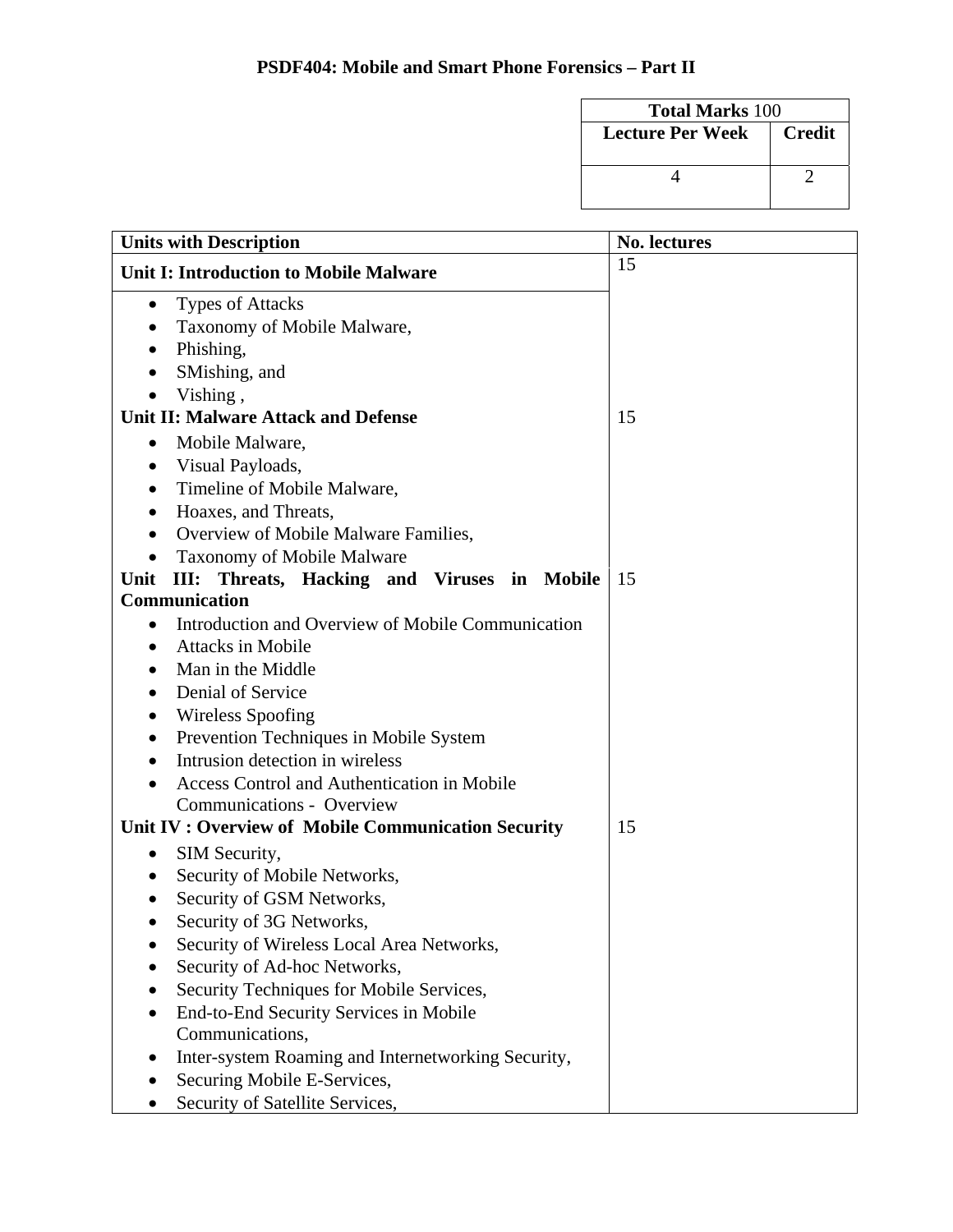## PSDF404: Mobile and Smart Phone Forensics – Part II

| Total Marks 100 | |
|---|---|
| Lecture Per Week | Credit |
| 4 | 2 |

| Units with Description | No. lectures |
|---|---|
| **Unit I: Introduction to Mobile Malware**<br>• Types of Attacks<br>• Taxonomy of Mobile Malware,<br>• Phishing,<br>• SMishing, and<br>• Vishing , | 15 |
| **Unit II: Malware Attack and Defense**<br>• Mobile Malware,<br>• Visual Payloads,<br>• Timeline of Mobile Malware,<br>• Hoaxes, and Threats,<br>• Overview of Mobile Malware Families,<br>• Taxonomy of Mobile Malware | 15 |
| **Unit III: Threats, Hacking and Viruses in Mobile Communication**<br>• Introduction and Overview of Mobile Communication<br>• Attacks in Mobile<br>• Man in the Middle<br>• Denial of Service<br>• Wireless Spoofing<br>• Prevention Techniques in Mobile System<br>• Intrusion detection in wireless<br>• Access Control and Authentication in Mobile Communications - Overview | 15 |
| **Unit IV : Overview of Mobile Communication Security**<br>• SIM Security,<br>• Security of Mobile Networks,<br>• Security of GSM Networks,<br>• Security of 3G Networks,<br>• Security of Wireless Local Area Networks,<br>• Security of Ad-hoc Networks,<br>• Security Techniques for Mobile Services,<br>• End-to-End Security Services in Mobile Communications,<br>• Inter-system Roaming and Internetworking Security,<br>• Securing Mobile E-Services,<br>• Security of Satellite Services, | 15 |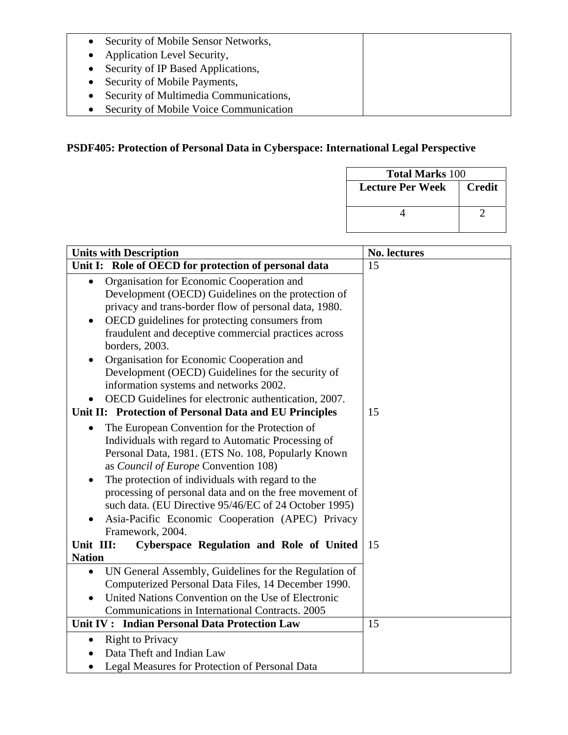| | |
|---|---|
| • Security of Mobile Sensor Networks,<br>• Application Level Security,<br>• Security of IP Based Applications,<br>• Security of Mobile Payments,<br>• Security of Multimedia Communications,<br>• Security of Mobile Voice Communication | |

## PSDF405: Protection of Personal Data in Cyberspace: International Legal Perspective

| **Total Marks** 100 | |
|---|---|
| **Lecture Per Week** | **Credit** |
| 4 | 2 |

| **Units with Description** | **No. lectures** |
|---|---|
| **Unit I: Role of OECD for protection of personal data** | 15 |
| • Organisation for Economic Cooperation and Development (OECD) Guidelines on the protection of privacy and trans-border flow of personal data, 1980.<br>• OECD guidelines for protecting consumers from fraudulent and deceptive commercial practices across borders, 2003.<br>• Organisation for Economic Cooperation and Development (OECD) Guidelines for the security of information systems and networks 2002.<br>• OECD Guidelines for electronic authentication, 2007. | |
| **Unit II: Protection of Personal Data and EU Principles** | 15 |
| • The European Convention for the Protection of Individuals with regard to Automatic Processing of Personal Data, 1981. (ETS No. 108, Popularly Known as *Council of Europe* Convention 108)<br>• The protection of individuals with regard to the processing of personal data and on the free movement of such data. (EU Directive 95/46/EC of 24 October 1995)<br>• Asia-Pacific Economic Cooperation (APEC) Privacy Framework, 2004. | |
| **Unit III: Cyberspace Regulation and Role of United Nation** | 15 |
| • UN General Assembly, Guidelines for the Regulation of Computerized Personal Data Files, 14 December 1990.<br>• United Nations Convention on the Use of Electronic Communications in International Contracts. 2005 | |
| **Unit IV : Indian Personal Data Protection Law** | 15 |
| • Right to Privacy<br>• Data Theft and Indian Law<br>• Legal Measures for Protection of Personal Data | |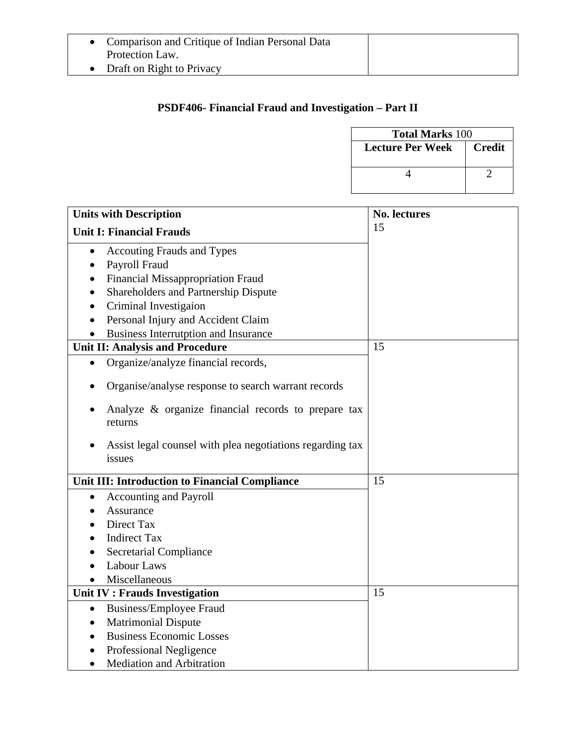| • Comparison and Critique of Indian Personal Data Protection Law.<br>• Draft on Right to Privacy | |
|---|---|

## PSDF406- Financial Fraud and Investigation – Part II

| **Total Marks** 100 | |
|---|---|
| **Lecture Per Week** | **Credit** |
| 4 | 2 |

| **Units with Description** | **No. lectures** |
|---|---|
| **Unit I: Financial Frauds** | 15 |
| • Accouting Frauds and Types<br>• Payroll Fraud<br>• Financial Missappropriation Fraud<br>• Shareholders and Partnership Dispute<br>• Criminal Investigaion<br>• Personal Injury and Accident Claim<br>• Business Interrutption and Insurance | |
| **Unit II: Analysis and Procedure** | 15 |
| • Organize/analyze financial records,<br>• Organise/analyse response to search warrant records<br>• Analyze & organize financial records to prepare tax returns<br>• Assist legal counsel with plea negotiations regarding tax issues | |
| **Unit III: Introduction to Financial Compliance** | 15 |
| • Accounting and Payroll<br>• Assurance<br>• Direct Tax<br>• Indirect Tax<br>• Secretarial Compliance<br>• Labour Laws<br>• Miscellaneous | |
| **Unit IV : Frauds Investigation** | 15 |
| • Business/Employee Fraud<br>• Matrimonial Dispute<br>• Business Economic Losses<br>• Professional Negligence<br>• Mediation and Arbitration | |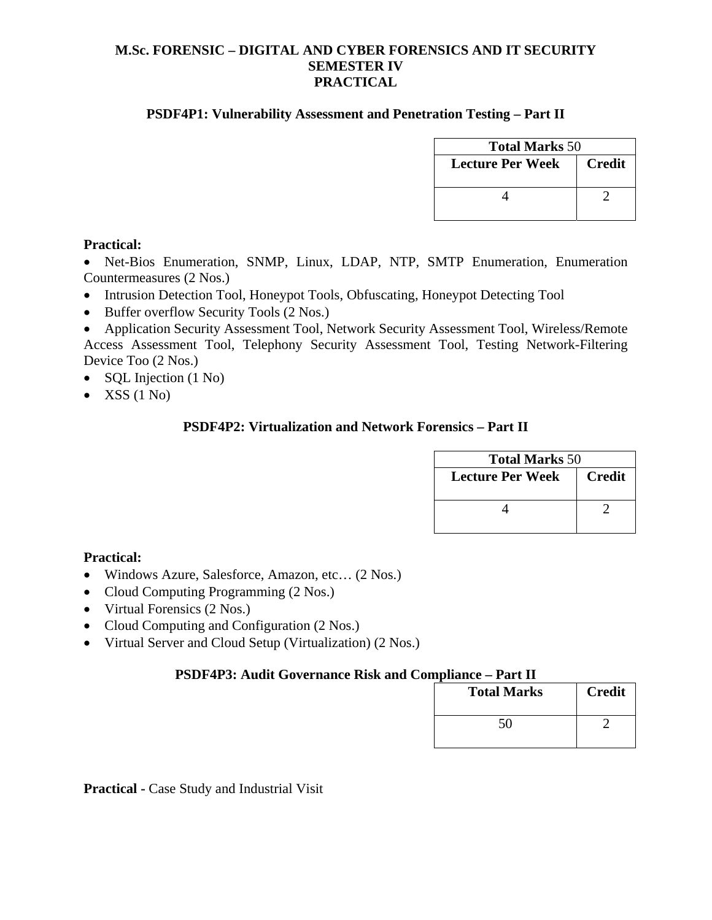**M.Sc. FORENSIC – DIGITAL AND CYBER FORENSICS AND IT SECURITY**
**SEMESTER IV**
**PRACTICAL**

### PSDF4P1: Vulnerability Assessment and Penetration Testing – Part II

| **Total Marks** 50 | |
|---|---|
| **Lecture Per Week** | **Credit** |
| 4 | 2 |

**Practical:**

- Net-Bios Enumeration, SNMP, Linux, LDAP, NTP, SMTP Enumeration, Enumeration Countermeasures (2 Nos.)
- Intrusion Detection Tool, Honeypot Tools, Obfuscating, Honeypot Detecting Tool
- Buffer overflow Security Tools (2 Nos.)
- Application Security Assessment Tool, Network Security Assessment Tool, Wireless/Remote Access Assessment Tool, Telephony Security Assessment Tool, Testing Network-Filtering Device Too (2 Nos.)
- SQL Injection (1 No)
- XSS (1 No)

### PSDF4P2: Virtualization and Network Forensics – Part II

| **Total Marks** 50 | |
|---|---|
| **Lecture Per Week** | **Credit** |
| 4 | 2 |

**Practical:**

- Windows Azure, Salesforce, Amazon, etc… (2 Nos.)
- Cloud Computing Programming (2 Nos.)
- Virtual Forensics (2 Nos.)
- Cloud Computing and Configuration (2 Nos.)
- Virtual Server and Cloud Setup (Virtualization) (2 Nos.)

### PSDF4P3: Audit Governance Risk and Compliance – Part II

| **Total Marks** | **Credit** |
|---|---|
| 50 | 2 |

**Practical -** Case Study and Industrial Visit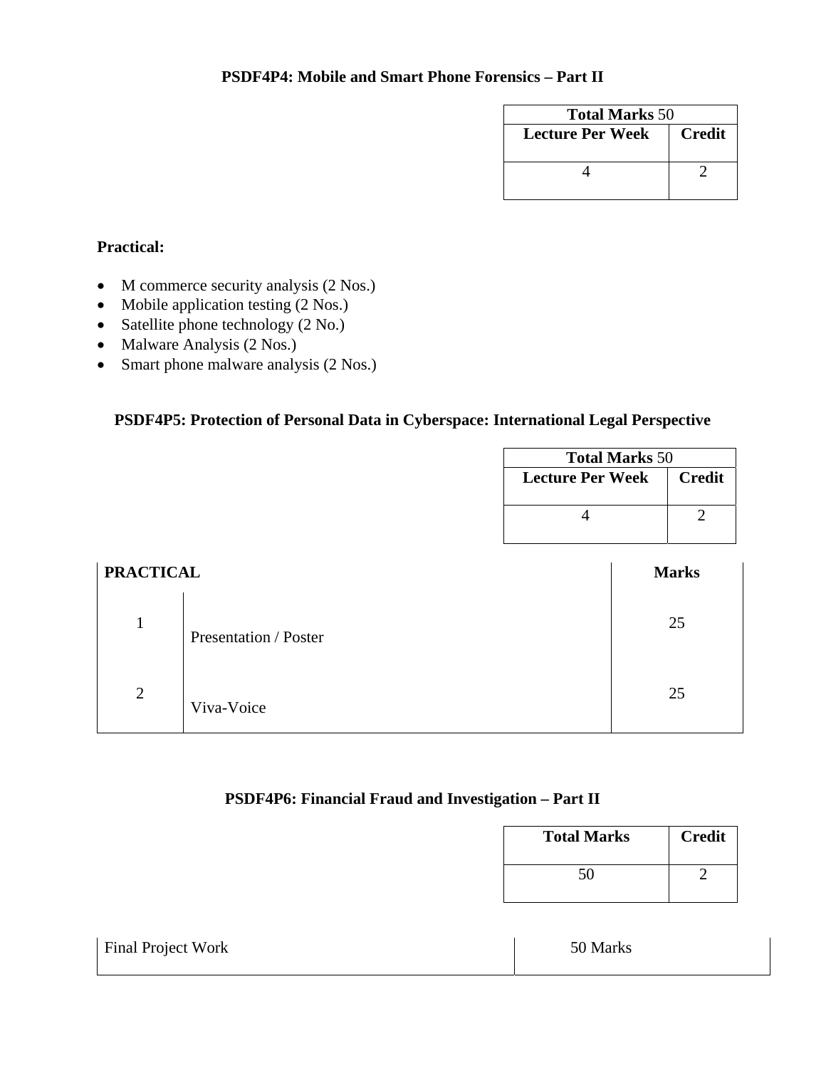### PSDF4P4: Mobile and Smart Phone Forensics – Part II

| **Total Marks** 50 | |
|---|---|
| **Lecture Per Week** | **Credit** |
| 4 | 2 |

**Practical:**

- M commerce security analysis (2 Nos.)
- Mobile application testing (2 Nos.)
- Satellite phone technology (2 No.)
- Malware Analysis (2 Nos.)
- Smart phone malware analysis (2 Nos.)

### PSDF4P5: Protection of Personal Data in Cyberspace: International Legal Perspective

| **Total Marks** 50 | |
|---|---|
| **Lecture Per Week** | **Credit** |
| 4 | 2 |

| **PRACTICAL** | | **Marks** |
|---|---|---|
| 1 | Presentation / Poster | 25 |
| 2 | Viva-Voice | 25 |

### PSDF4P6: Financial Fraud and Investigation – Part II

| **Total Marks** | **Credit** |
|---|---|
| 50 | 2 |

| Final Project Work | 50 Marks |
|---|---|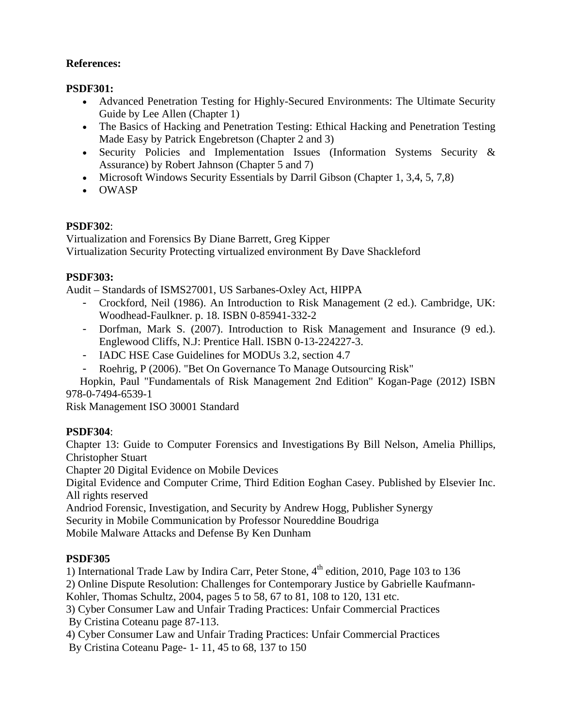**References:**

**PSDF301:**

- Advanced Penetration Testing for Highly-Secured Environments: The Ultimate Security Guide by Lee Allen (Chapter 1)
- The Basics of Hacking and Penetration Testing: Ethical Hacking and Penetration Testing Made Easy by Patrick Engebretson (Chapter 2 and 3)
- Security Policies and Implementation Issues (Information Systems Security & Assurance) by Robert Jahnson (Chapter 5 and 7)
- Microsoft Windows Security Essentials by Darril Gibson (Chapter 1, 3,4, 5, 7,8)
- OWASP

**PSDF302**:

Virtualization and Forensics By Diane Barrett, Greg Kipper

Virtualization Security Protecting virtualized environment By Dave Shackleford

**PSDF303:**

Audit – Standards of ISMS27001, US Sarbanes-Oxley Act, HIPPA

- Crockford, Neil (1986). An Introduction to Risk Management (2 ed.). Cambridge, UK: Woodhead-Faulkner. p. 18. ISBN 0-85941-332-2
- Dorfman, Mark S. (2007). Introduction to Risk Management and Insurance (9 ed.). Englewood Cliffs, N.J: Prentice Hall. ISBN 0-13-224227-3.
- IADC HSE Case Guidelines for MODUs 3.2, section 4.7
- Roehrig, P (2006). "Bet On Governance To Manage Outsourcing Risk"

Hopkin, Paul "Fundamentals of Risk Management 2nd Edition" Kogan-Page (2012) ISBN 978-0-7494-6539-1

Risk Management ISO 30001 Standard

**PSDF304**:

Chapter 13: Guide to Computer Forensics and Investigations By Bill Nelson, Amelia Phillips, Christopher Stuart

Chapter 20 Digital Evidence on Mobile Devices

Digital Evidence and Computer Crime, Third Edition Eoghan Casey. Published by Elsevier Inc. All rights reserved

Andriod Forensic, Investigation, and Security by Andrew Hogg, Publisher Synergy

Security in Mobile Communication by Professor Noureddine Boudriga

Mobile Malware Attacks and Defense By Ken Dunham

**PSDF305**

1) International Trade Law by Indira Carr, Peter Stone, 4th edition, 2010, Page 103 to 136

2) Online Dispute Resolution: Challenges for Contemporary Justice by Gabrielle Kaufmann-Kohler, Thomas Schultz, 2004, pages 5 to 58, 67 to 81, 108 to 120, 131 etc.

3) Cyber Consumer Law and Unfair Trading Practices: Unfair Commercial Practices By Cristina Coteanu page 87-113.

4) Cyber Consumer Law and Unfair Trading Practices: Unfair Commercial Practices By Cristina Coteanu Page- 1- 11, 45 to 68, 137 to 150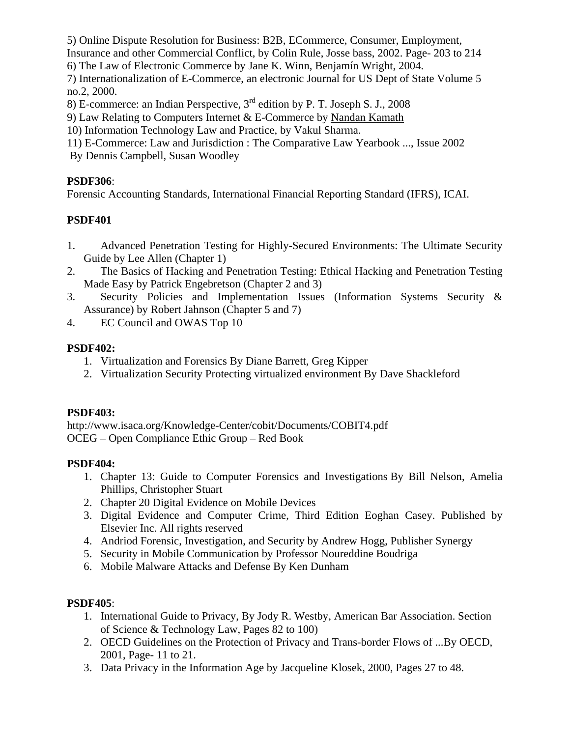5) Online Dispute Resolution for Business: B2B, ECommerce, Consumer, Employment, Insurance and other Commercial Conflict, by Colin Rule, Josse bass, 2002. Page- 203 to 214

6) The Law of Electronic Commerce by Jane K. Winn, Benjamín Wright, 2004.

7) Internationalization of E-Commerce, an electronic Journal for US Dept of State Volume 5 no.2, 2000.

8) E-commerce: an Indian Perspective, 3rd edition by P. T. Joseph S. J., 2008

9) Law Relating to Computers Internet & E-Commerce by Nandan Kamath

10) Information Technology Law and Practice, by Vakul Sharma.

11) E-Commerce: Law and Jurisdiction : The Comparative Law Yearbook ..., Issue 2002 By Dennis Campbell, Susan Woodley

**PSDF306**:

Forensic Accounting Standards, International Financial Reporting Standard (IFRS), ICAI.

**PSDF401**

1. Advanced Penetration Testing for Highly-Secured Environments: The Ultimate Security Guide by Lee Allen (Chapter 1)
2. The Basics of Hacking and Penetration Testing: Ethical Hacking and Penetration Testing Made Easy by Patrick Engebretson (Chapter 2 and 3)
3. Security Policies and Implementation Issues (Information Systems Security & Assurance) by Robert Jahnson (Chapter 5 and 7)
4. EC Council and OWAS Top 10

**PSDF402:**

1. Virtualization and Forensics By Diane Barrett, Greg Kipper
2. Virtualization Security Protecting virtualized environment By Dave Shackleford

**PSDF403:**

http://www.isaca.org/Knowledge-Center/cobit/Documents/COBIT4.pdf

OCEG – Open Compliance Ethic Group – Red Book

**PSDF404:**

1. Chapter 13: Guide to Computer Forensics and Investigations By Bill Nelson, Amelia Phillips, Christopher Stuart
2. Chapter 20 Digital Evidence on Mobile Devices
3. Digital Evidence and Computer Crime, Third Edition Eoghan Casey. Published by Elsevier Inc. All rights reserved
4. Andriod Forensic, Investigation, and Security by Andrew Hogg, Publisher Synergy
5. Security in Mobile Communication by Professor Noureddine Boudriga
6. Mobile Malware Attacks and Defense By Ken Dunham

**PSDF405**:

1. International Guide to Privacy, By Jody R. Westby, American Bar Association. Section of Science & Technology Law, Pages 82 to 100)
2. OECD Guidelines on the Protection of Privacy and Trans-border Flows of ...By OECD, 2001, Page- 11 to 21.
3. Data Privacy in the Information Age by Jacqueline Klosek, 2000, Pages 27 to 48.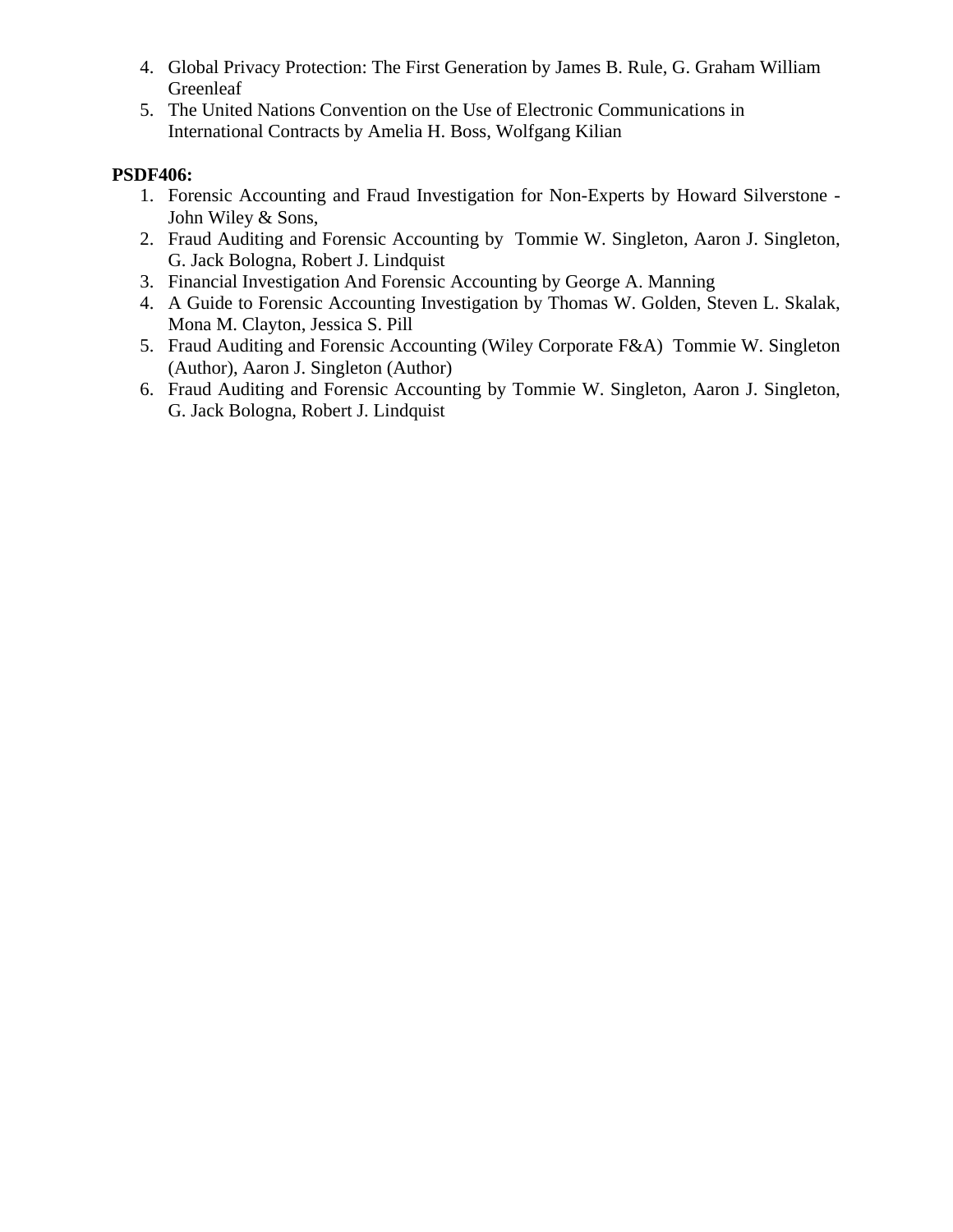4. Global Privacy Protection: The First Generation by James B. Rule, G. Graham William Greenleaf
5. The United Nations Convention on the Use of Electronic Communications in International Contracts by Amelia H. Boss, Wolfgang Kilian

**PSDF406:**

1. Forensic Accounting and Fraud Investigation for Non-Experts by Howard Silverstone - John Wiley & Sons,
2. Fraud Auditing and Forensic Accounting by Tommie W. Singleton, Aaron J. Singleton, G. Jack Bologna, Robert J. Lindquist
3. Financial Investigation And Forensic Accounting by George A. Manning
4. A Guide to Forensic Accounting Investigation by Thomas W. Golden, Steven L. Skalak, Mona M. Clayton, Jessica S. Pill
5. Fraud Auditing and Forensic Accounting (Wiley Corporate F&A) Tommie W. Singleton (Author), Aaron J. Singleton (Author)
6. Fraud Auditing and Forensic Accounting by Tommie W. Singleton, Aaron J. Singleton, G. Jack Bologna, Robert J. Lindquist